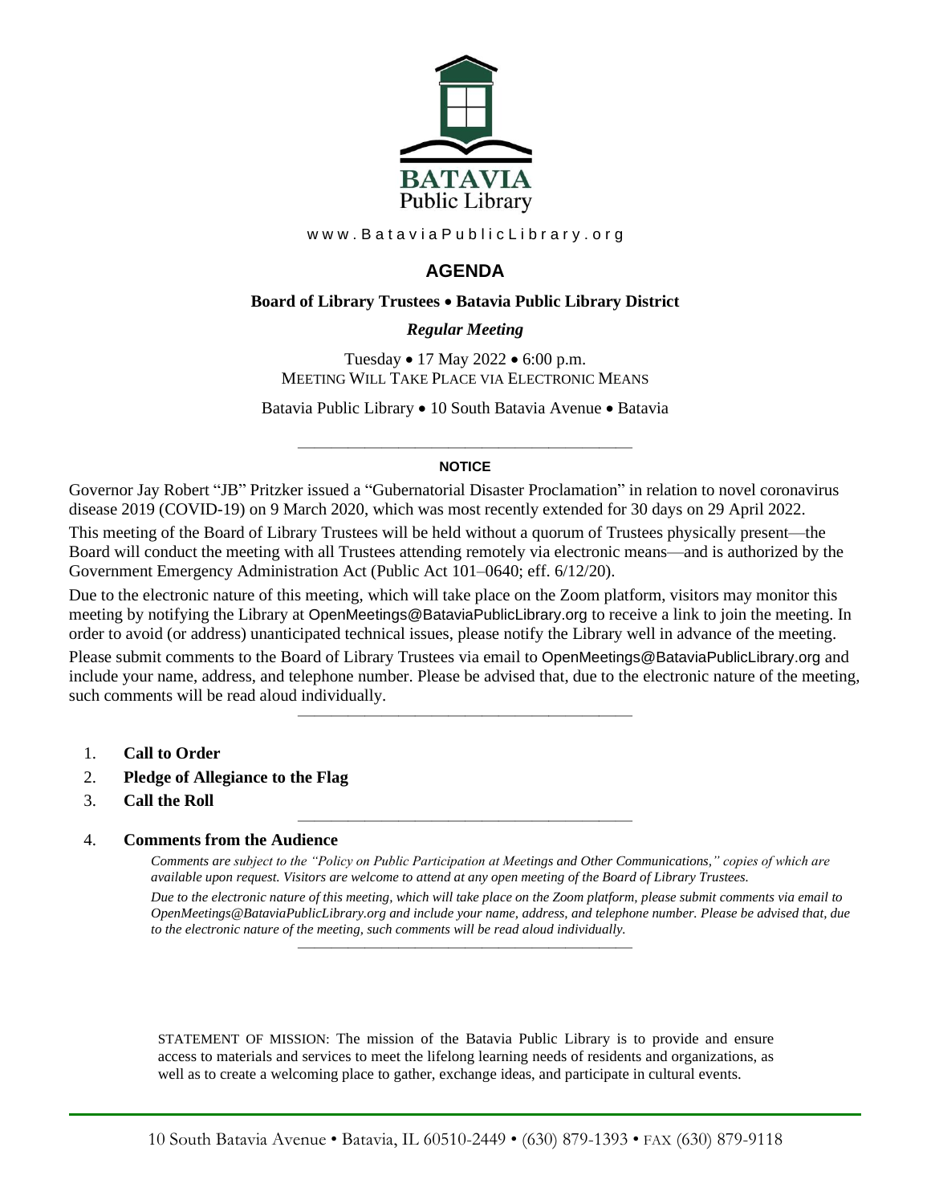BATAVIA
Public Library

www.BataviaPublicLibrary.org

# AGENDA

**Board of Library Trustees • Batavia Public Library District**

***Regular Meeting***

Tuesday • 17 May 2022 • 6:00 p.m.
MEETING WILL TAKE PLACE VIA ELECTRONIC MEANS

Batavia Public Library • 10 South Batavia Avenue • Batavia

---

**NOTICE**

Governor Jay Robert "JB" Pritzker issued a "Gubernatorial Disaster Proclamation" in relation to novel coronavirus disease 2019 (COVID-19) on 9 March 2020, which was most recently extended for 30 days on 29 April 2022.

This meeting of the Board of Library Trustees will be held without a quorum of Trustees physically present—the Board will conduct the meeting with all Trustees attending remotely via electronic means—and is authorized by the Government Emergency Administration Act (Public Act 101–0640; eff. 6/12/20).

Due to the electronic nature of this meeting, which will take place on the Zoom platform, visitors may monitor this meeting by notifying the Library at OpenMeetings@BataviaPublicLibrary.org to receive a link to join the meeting. In order to avoid (or address) unanticipated technical issues, please notify the Library well in advance of the meeting.

Please submit comments to the Board of Library Trustees via email to OpenMeetings@BataviaPublicLibrary.org and include your name, address, and telephone number. Please be advised that, due to the electronic nature of the meeting, such comments will be read aloud individually.

---

1. **Call to Order**
2. **Pledge of Allegiance to the Flag**
3. **Call the Roll**

---

4. **Comments from the Audience**

   *Comments are subject to the "Policy on Public Participation at Meetings and Other Communications," copies of which are available upon request. Visitors are welcome to attend at any open meeting of the Board of Library Trustees.*

   *Due to the electronic nature of this meeting, which will take place on the Zoom platform, please submit comments via email to OpenMeetings@BataviaPublicLibrary.org and include your name, address, and telephone number. Please be advised that, due to the electronic nature of the meeting, such comments will be read aloud individually.*

---

STATEMENT OF MISSION: The mission of the Batavia Public Library is to provide and ensure access to materials and services to meet the lifelong learning needs of residents and organizations, as well as to create a welcoming place to gather, exchange ideas, and participate in cultural events.

10 South Batavia Avenue • Batavia, IL 60510-2449 • (630) 879-1393 • FAX (630) 879-9118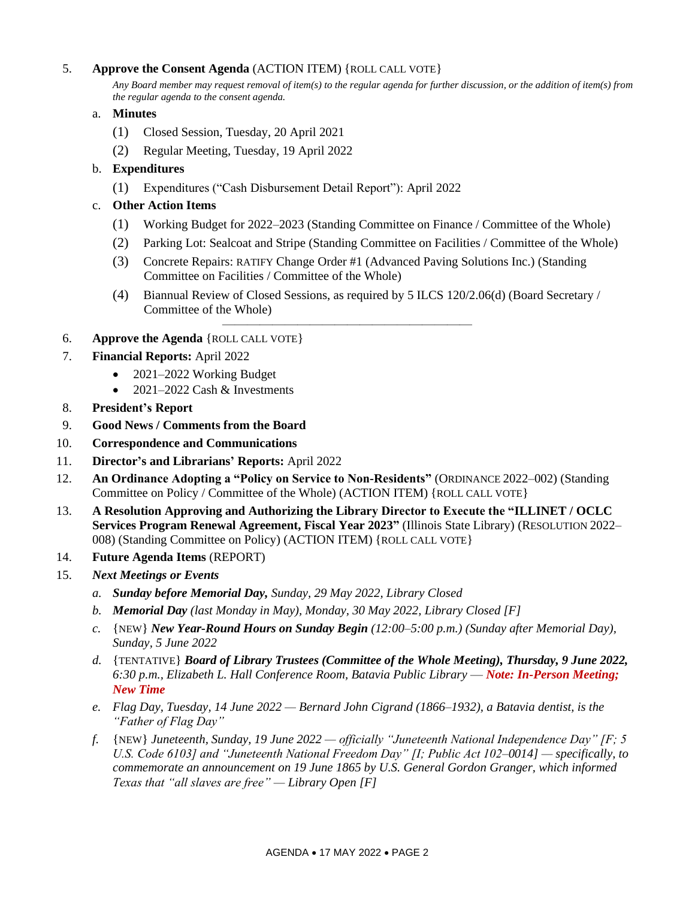5. **Approve the Consent Agenda** (ACTION ITEM) {ROLL CALL VOTE}

   *Any Board member may request removal of item(s) to the regular agenda for further discussion, or the addition of item(s) from the regular agenda to the consent agenda.*

   a. **Minutes**

      (1) Closed Session, Tuesday, 20 April 2021

      (2) Regular Meeting, Tuesday, 19 April 2022

   b. **Expenditures**

      (1) Expenditures ("Cash Disbursement Detail Report"): April 2022

   c. **Other Action Items**

      (1) Working Budget for 2022–2023 (Standing Committee on Finance / Committee of the Whole)

      (2) Parking Lot: Sealcoat and Stripe (Standing Committee on Facilities / Committee of the Whole)

      (3) Concrete Repairs: RATIFY Change Order #1 (Advanced Paving Solutions Inc.) (Standing Committee on Facilities / Committee of the Whole)

      (4) Biannual Review of Closed Sessions, as required by 5 ILCS 120/2.06(d) (Board Secretary / Committee of the Whole)

---

6. **Approve the Agenda** {ROLL CALL VOTE}
7. **Financial Reports:** April 2022
   - 2021–2022 Working Budget
   - 2021–2022 Cash & Investments
8. **President's Report**
9. **Good News / Comments from the Board**
10. **Correspondence and Communications**
11. **Director's and Librarians' Reports:** April 2022
12. **An Ordinance Adopting a "Policy on Service to Non-Residents"** (ORDINANCE 2022–002) (Standing Committee on Policy / Committee of the Whole) (ACTION ITEM) {ROLL CALL VOTE}
13. **A Resolution Approving and Authorizing the Library Director to Execute the "ILLINET / OCLC Services Program Renewal Agreement, Fiscal Year 2023"** (Illinois State Library) (RESOLUTION 2022–008) (Standing Committee on Policy) (ACTION ITEM) {ROLL CALL VOTE}
14. **Future Agenda Items** (REPORT)
15. ***Next Meetings or Events***

    a. ***Sunday before Memorial Day,*** *Sunday, 29 May 2022, Library Closed*

    b. ***Memorial Day*** *(last Monday in May), Monday, 30 May 2022, Library Closed [F]*

    c. {NEW} ***New Year-Round Hours on Sunday Begin*** *(12:00–5:00 p.m.) (Sunday after Memorial Day), Sunday, 5 June 2022*

    d. {TENTATIVE} ***Board of Library Trustees (Committee of the Whole Meeting), Thursday, 9 June 2022,*** *6:30 p.m., Elizabeth L. Hall Conference Room, Batavia Public Library —* ***Note: In-Person Meeting; New Time***

    e. *Flag Day, Tuesday, 14 June 2022 — Bernard John Cigrand (1866–1932), a Batavia dentist, is the "Father of Flag Day"*

    f. {NEW} *Juneteenth, Sunday, 19 June 2022 — officially "Juneteenth National Independence Day" [F; 5 U.S. Code 6103] and "Juneteenth National Freedom Day" [I; Public Act 102–0014] — specifically, to commemorate an announcement on 19 June 1865 by U.S. General Gordon Granger, which informed Texas that "all slaves are free" — Library Open [F]*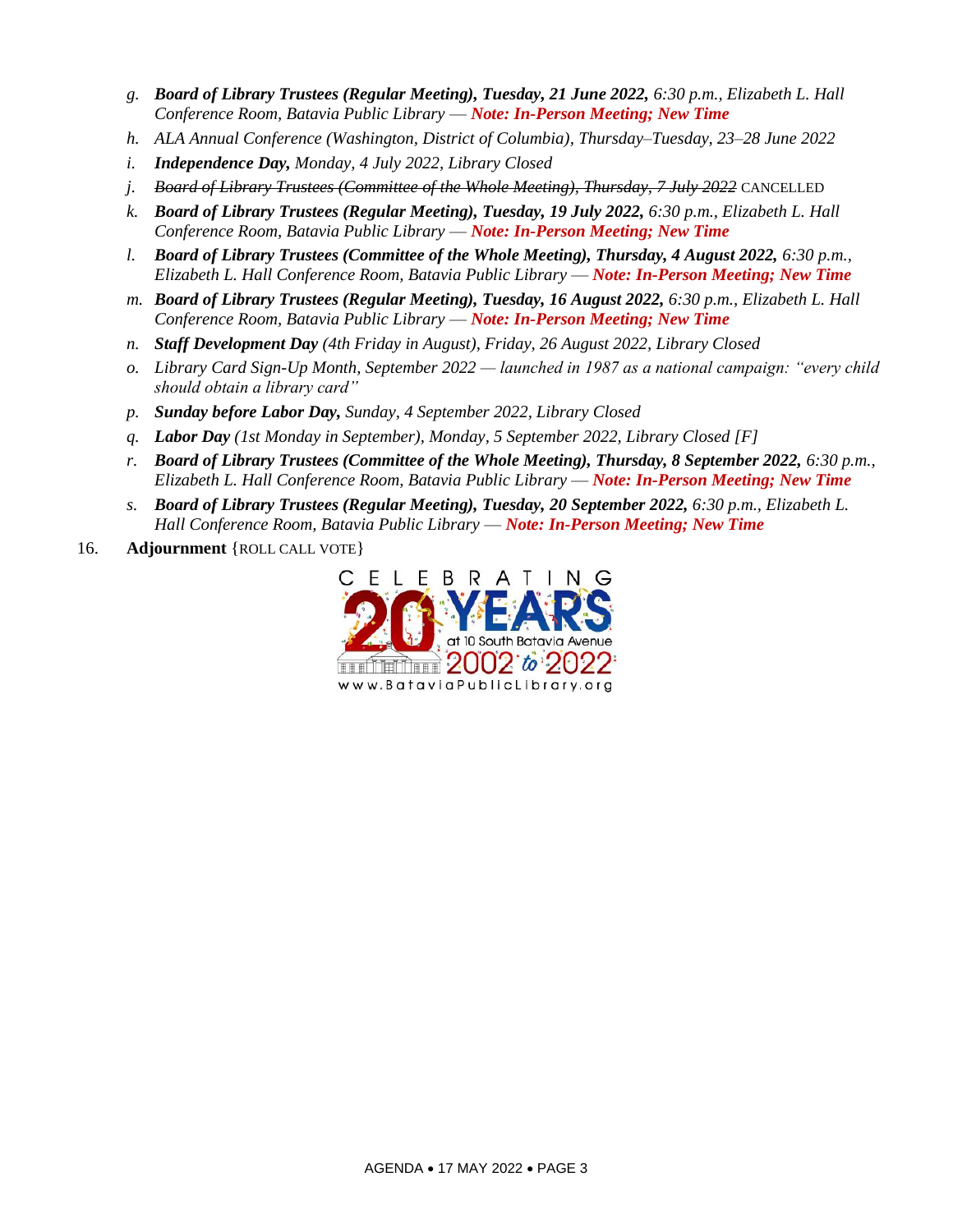g. ***Board of Library Trustees (Regular Meeting), Tuesday, 21 June 2022,*** *6:30 p.m., Elizabeth L. Hall Conference Room, Batavia Public Library —* ***Note: In-Person Meeting; New Time***
h. *ALA Annual Conference (Washington, District of Columbia), Thursday–Tuesday, 23–28 June 2022*
i. ***Independence Day,*** *Monday, 4 July 2022, Library Closed*
j. ~~*Board of Library Trustees (Committee of the Whole Meeting), Thursday, 7 July 2022*~~ CANCELLED
k. ***Board of Library Trustees (Regular Meeting), Tuesday, 19 July 2022,*** *6:30 p.m., Elizabeth L. Hall Conference Room, Batavia Public Library —* ***Note: In-Person Meeting; New Time***
l. ***Board of Library Trustees (Committee of the Whole Meeting), Thursday, 4 August 2022,*** *6:30 p.m., Elizabeth L. Hall Conference Room, Batavia Public Library —* ***Note: In-Person Meeting; New Time***
m. ***Board of Library Trustees (Regular Meeting), Tuesday, 16 August 2022,*** *6:30 p.m., Elizabeth L. Hall Conference Room, Batavia Public Library —* ***Note: In-Person Meeting; New Time***
n. ***Staff Development Day*** *(4th Friday in August), Friday, 26 August 2022, Library Closed*
o. *Library Card Sign-Up Month, September 2022 — launched in 1987 as a national campaign: "every child should obtain a library card"*
p. ***Sunday before Labor Day,*** *Sunday, 4 September 2022, Library Closed*
q. ***Labor Day*** *(1st Monday in September), Monday, 5 September 2022, Library Closed [F]*
r. ***Board of Library Trustees (Committee of the Whole Meeting), Thursday, 8 September 2022,*** *6:30 p.m., Elizabeth L. Hall Conference Room, Batavia Public Library —* ***Note: In-Person Meeting; New Time***
s. ***Board of Library Trustees (Regular Meeting), Tuesday, 20 September 2022,*** *6:30 p.m., Elizabeth L. Hall Conference Room, Batavia Public Library —* ***Note: In-Person Meeting; New Time***

16. **Adjournment** {ROLL CALL VOTE}

CELEBRATING 20 YEARS at 10 South Batavia Avenue 2002 to 2022
www.BataviaPublicLibrary.org